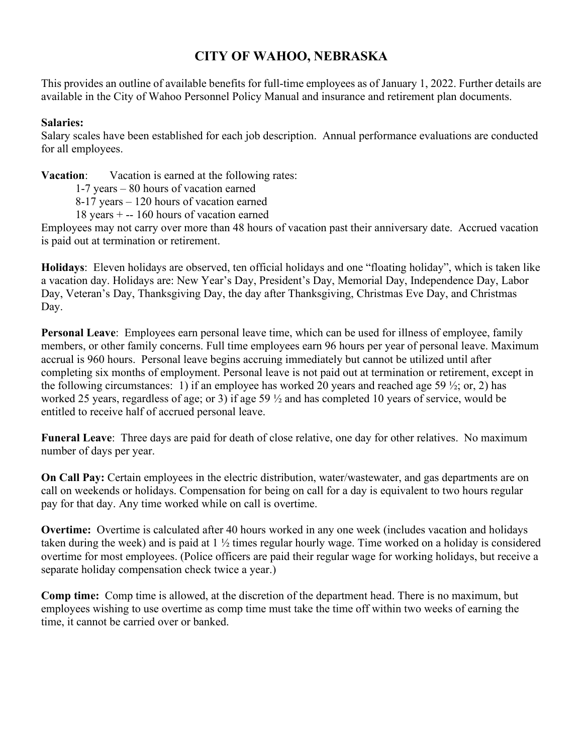# CITY OF WAHOO, NEBRASKA

This provides an outline of available benefits for full-time employees as of January 1, 2022. Further details are available in the City of Wahoo Personnel Policy Manual and insurance and retirement plan documents.

**Salaries:**
Salary scales have been established for each job description. Annual performance evaluations are conducted for all employees.

**Vacation**: Vacation is earned at the following rates:

1-7 years – 80 hours of vacation earned
8-17 years – 120 hours of vacation earned
18 years + -- 160 hours of vacation earned

Employees may not carry over more than 48 hours of vacation past their anniversary date. Accrued vacation is paid out at termination or retirement.

**Holidays**: Eleven holidays are observed, ten official holidays and one "floating holiday", which is taken like a vacation day. Holidays are: New Year's Day, President's Day, Memorial Day, Independence Day, Labor Day, Veteran's Day, Thanksgiving Day, the day after Thanksgiving, Christmas Eve Day, and Christmas Day.

**Personal Leave**: Employees earn personal leave time, which can be used for illness of employee, family members, or other family concerns. Full time employees earn 96 hours per year of personal leave. Maximum accrual is 960 hours. Personal leave begins accruing immediately but cannot be utilized until after completing six months of employment. Personal leave is not paid out at termination or retirement, except in the following circumstances: 1) if an employee has worked 20 years and reached age 59 ½; or, 2) has worked 25 years, regardless of age; or 3) if age 59 ½ and has completed 10 years of service, would be entitled to receive half of accrued personal leave.

**Funeral Leave**: Three days are paid for death of close relative, one day for other relatives. No maximum number of days per year.

**On Call Pay:** Certain employees in the electric distribution, water/wastewater, and gas departments are on call on weekends or holidays. Compensation for being on call for a day is equivalent to two hours regular pay for that day. Any time worked while on call is overtime.

**Overtime:** Overtime is calculated after 40 hours worked in any one week (includes vacation and holidays taken during the week) and is paid at 1 ½ times regular hourly wage. Time worked on a holiday is considered overtime for most employees. (Police officers are paid their regular wage for working holidays, but receive a separate holiday compensation check twice a year.)

**Comp time:** Comp time is allowed, at the discretion of the department head. There is no maximum, but employees wishing to use overtime as comp time must take the time off within two weeks of earning the time, it cannot be carried over or banked.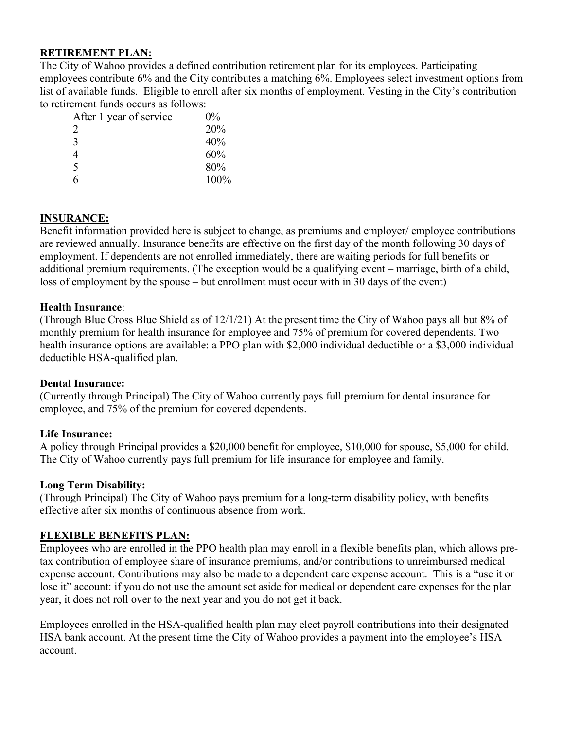## RETIREMENT PLAN:

The City of Wahoo provides a defined contribution retirement plan for its employees. Participating employees contribute 6% and the City contributes a matching 6%. Employees select investment options from list of available funds. Eligible to enroll after six months of employment. Vesting in the City's contribution to retirement funds occurs as follows:

| | |
|---|---|
| After 1 year of service | 0% |
| 2 | 20% |
| 3 | 40% |
| 4 | 60% |
| 5 | 80% |
| 6 | 100% |

## INSURANCE:

Benefit information provided here is subject to change, as premiums and employer/ employee contributions are reviewed annually. Insurance benefits are effective on the first day of the month following 30 days of employment. If dependents are not enrolled immediately, there are waiting periods for full benefits or additional premium requirements. (The exception would be a qualifying event – marriage, birth of a child, loss of employment by the spouse – but enrollment must occur with in 30 days of the event)

### Health Insurance:

(Through Blue Cross Blue Shield as of 12/1/21) At the present time the City of Wahoo pays all but 8% of monthly premium for health insurance for employee and 75% of premium for covered dependents. Two health insurance options are available: a PPO plan with $2,000 individual deductible or a $3,000 individual deductible HSA-qualified plan.

### Dental Insurance:

(Currently through Principal) The City of Wahoo currently pays full premium for dental insurance for employee, and 75% of the premium for covered dependents.

### Life Insurance:

A policy through Principal provides a $20,000 benefit for employee, $10,000 for spouse, $5,000 for child. The City of Wahoo currently pays full premium for life insurance for employee and family.

### Long Term Disability:

(Through Principal) The City of Wahoo pays premium for a long-term disability policy, with benefits effective after six months of continuous absence from work.

## FLEXIBLE BENEFITS PLAN:

Employees who are enrolled in the PPO health plan may enroll in a flexible benefits plan, which allows pre-tax contribution of employee share of insurance premiums, and/or contributions to unreimbursed medical expense account. Contributions may also be made to a dependent care expense account. This is a "use it or lose it" account: if you do not use the amount set aside for medical or dependent care expenses for the plan year, it does not roll over to the next year and you do not get it back.

Employees enrolled in the HSA-qualified health plan may elect payroll contributions into their designated HSA bank account. At the present time the City of Wahoo provides a payment into the employee's HSA account.